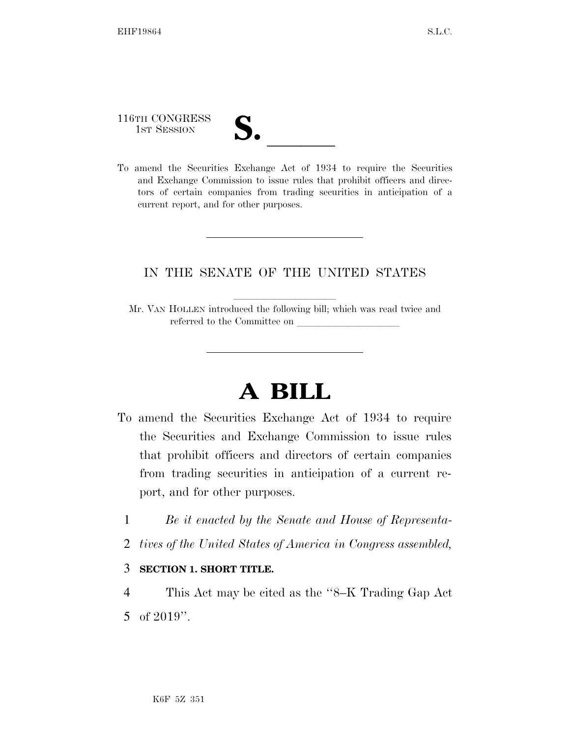116TH CONGRESS
1ST SESSION

# S. \_\_\_\_\_\_

To amend the Securities Exchange Act of 1934 to require the Securities and Exchange Commission to issue rules that prohibit officers and directors of certain companies from trading securities in anticipation of a current report, and for other purposes.

---

IN THE SENATE OF THE UNITED STATES

Mr. VAN HOLLEN introduced the following bill; which was read twice and referred to the Committee on \_\_\_\_\_\_\_\_\_\_\_\_\_\_\_\_\_\_\_\_

---

# A BILL

To amend the Securities Exchange Act of 1934 to require the Securities and Exchange Commission to issue rules that prohibit officers and directors of certain companies from trading securities in anticipation of a current report, and for other purposes.

1 *Be it enacted by the Senate and House of Representa-*
2 *tives of the United States of America in Congress assembled,*

3 **SECTION 1. SHORT TITLE.**

4 This Act may be cited as the ''8–K Trading Gap Act
5 of 2019''.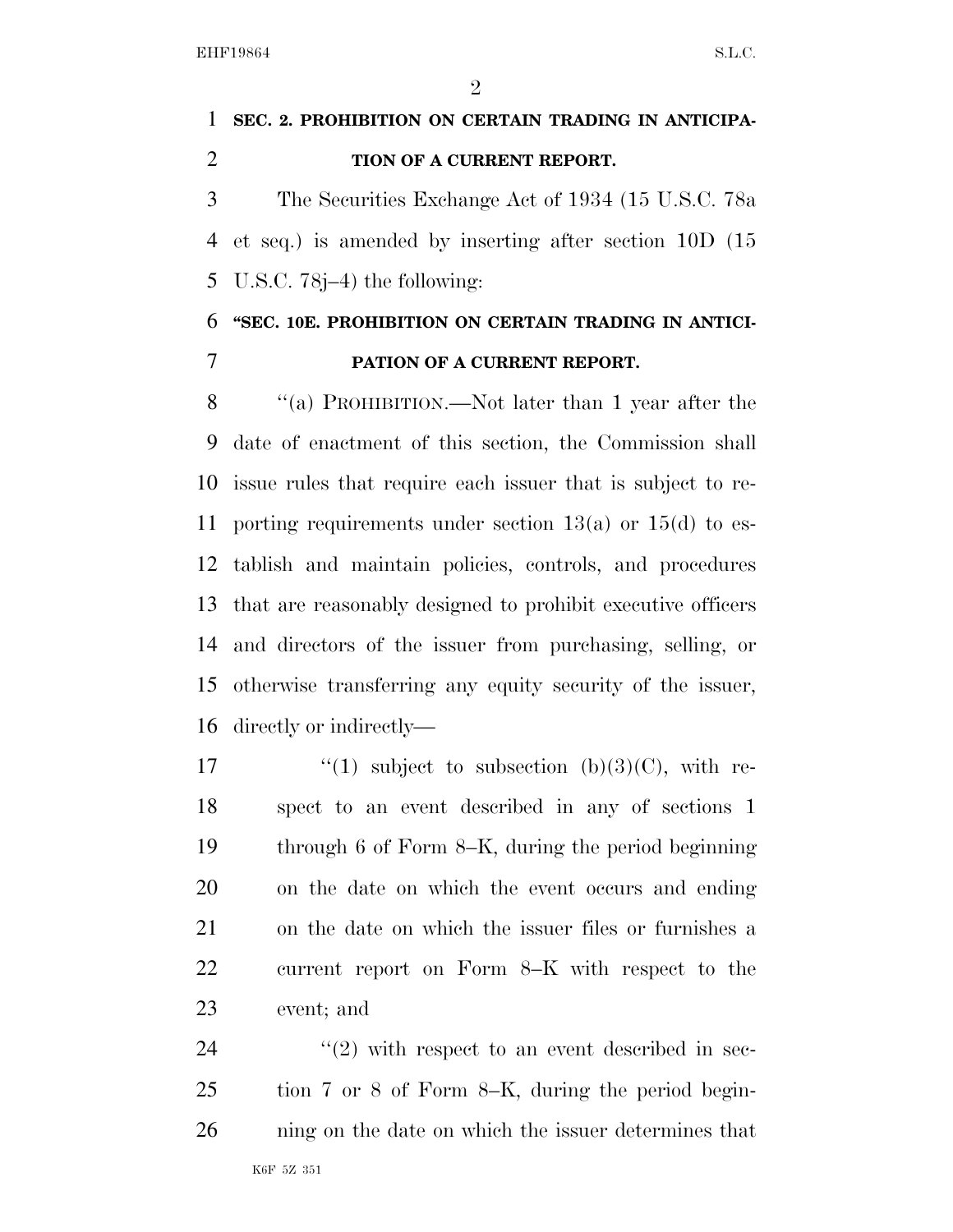**SEC. 2. PROHIBITION ON CERTAIN TRADING IN ANTICIPATION OF A CURRENT REPORT.**

The Securities Exchange Act of 1934 (15 U.S.C. 78a et seq.) is amended by inserting after section 10D (15 U.S.C. 78j–4) the following:

**"SEC. 10E. PROHIBITION ON CERTAIN TRADING IN ANTICIPATION OF A CURRENT REPORT.**

"(a) PROHIBITION.—Not later than 1 year after the date of enactment of this section, the Commission shall issue rules that require each issuer that is subject to reporting requirements under section 13(a) or 15(d) to establish and maintain policies, controls, and procedures that are reasonably designed to prohibit executive officers and directors of the issuer from purchasing, selling, or otherwise transferring any equity security of the issuer, directly or indirectly—

"(1) subject to subsection (b)(3)(C), with respect to an event described in any of sections 1 through 6 of Form 8–K, during the period beginning on the date on which the event occurs and ending on the date on which the issuer files or furnishes a current report on Form 8–K with respect to the event; and

"(2) with respect to an event described in section 7 or 8 of Form 8–K, during the period beginning on the date on which the issuer determines that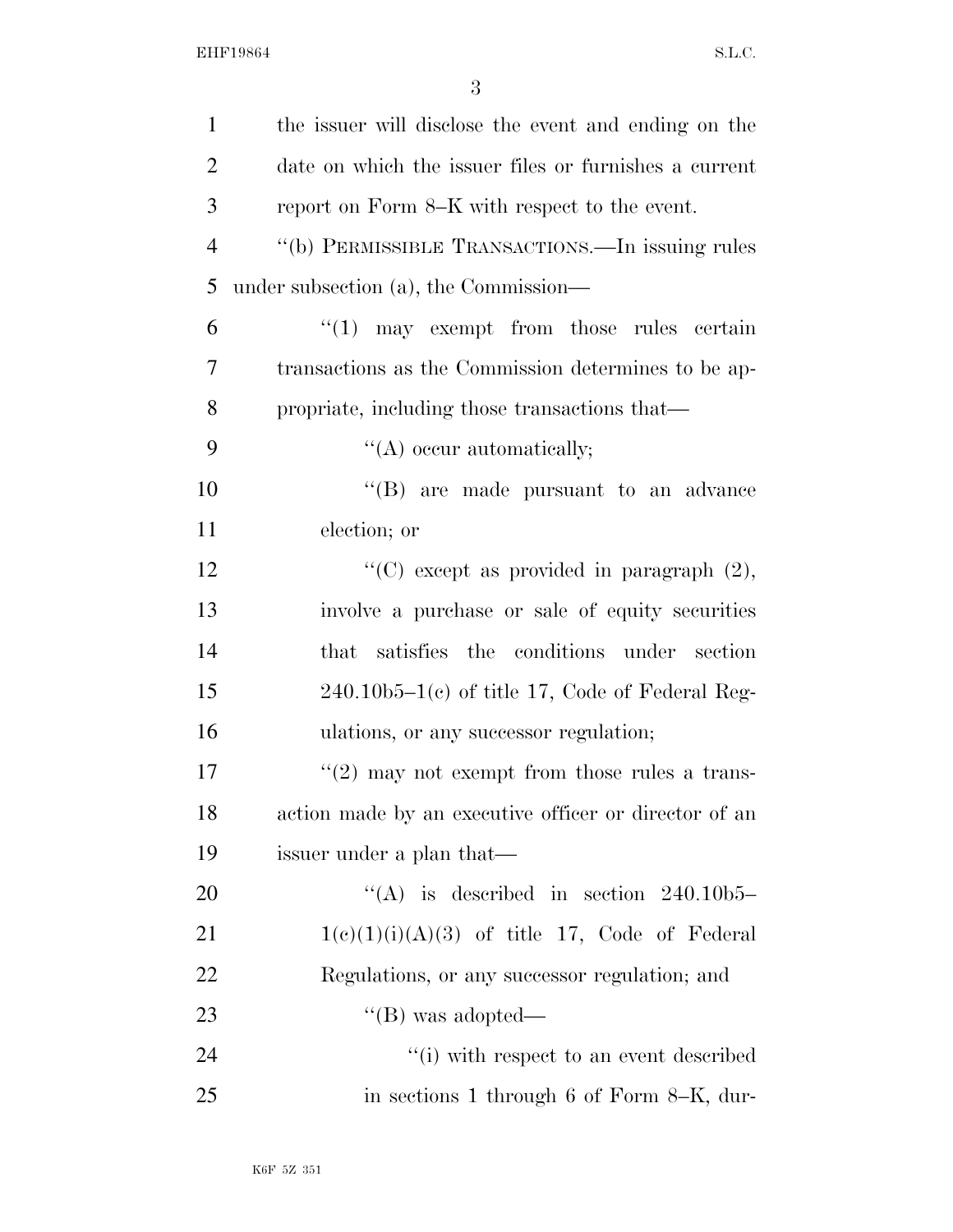the issuer will disclose the event and ending on the date on which the issuer files or furnishes a current report on Form 8–K with respect to the event.

''(b) PERMISSIBLE TRANSACTIONS.—In issuing rules under subsection (a), the Commission—

''(1) may exempt from those rules certain transactions as the Commission determines to be appropriate, including those transactions that—

''(A) occur automatically;

''(B) are made pursuant to an advance election; or

''(C) except as provided in paragraph (2), involve a purchase or sale of equity securities that satisfies the conditions under section 240.10b5–1(c) of title 17, Code of Federal Regulations, or any successor regulation;

''(2) may not exempt from those rules a transaction made by an executive officer or director of an issuer under a plan that—

''(A) is described in section 240.10b5–1(c)(1)(i)(A)(3) of title 17, Code of Federal Regulations, or any successor regulation; and

''(B) was adopted—

''(i) with respect to an event described in sections 1 through 6 of Form 8–K, dur-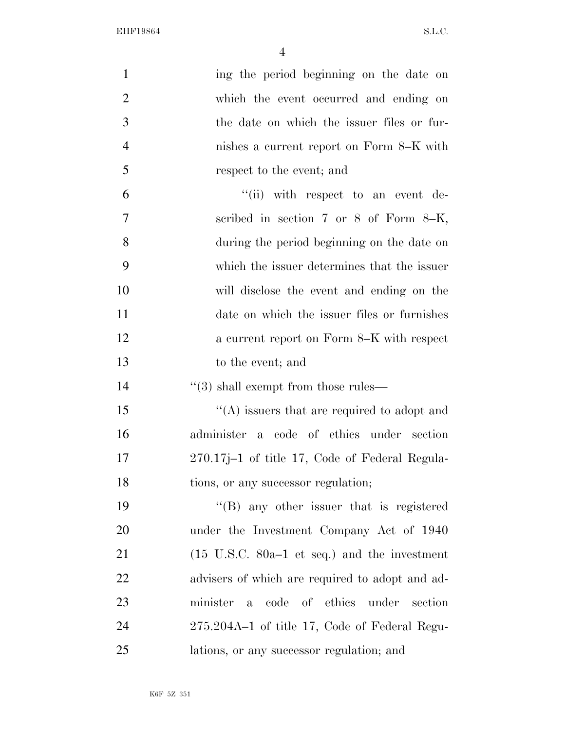ing the period beginning on the date on which the event occurred and ending on the date on which the issuer files or furnishes a current report on Form 8–K with respect to the event; and

"(ii) with respect to an event described in section 7 or 8 of Form 8–K, during the period beginning on the date on which the issuer determines that the issuer will disclose the event and ending on the date on which the issuer files or furnishes a current report on Form 8–K with respect to the event; and

"(3) shall exempt from those rules—

"(A) issuers that are required to adopt and administer a code of ethics under section 270.17j–1 of title 17, Code of Federal Regulations, or any successor regulation;

"(B) any other issuer that is registered under the Investment Company Act of 1940 (15 U.S.C. 80a–1 et seq.) and the investment advisers of which are required to adopt and administer a code of ethics under section 275.204A–1 of title 17, Code of Federal Regulations, or any successor regulation; and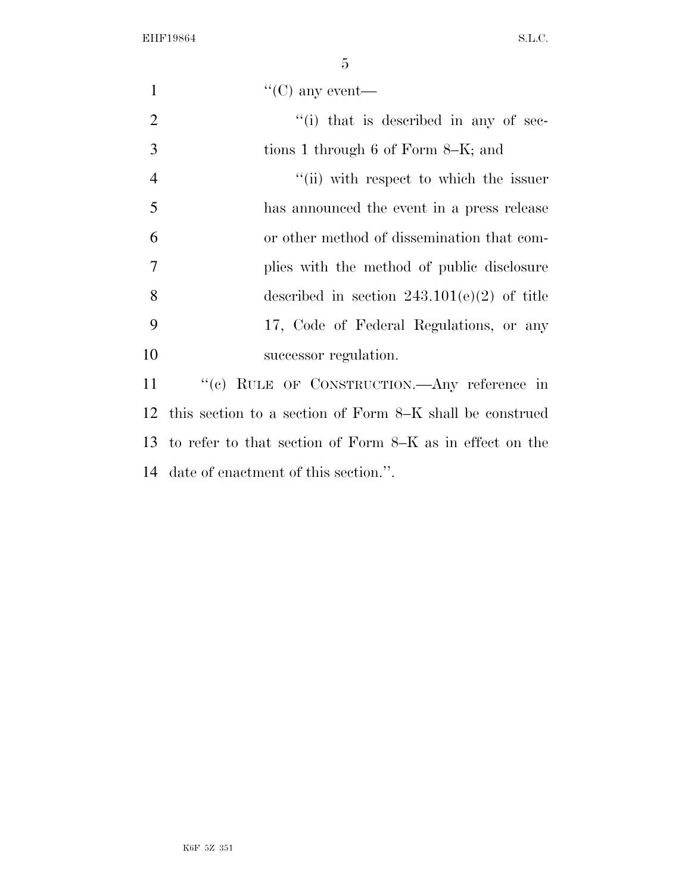"(C) any event—

"(i) that is described in any of sections 1 through 6 of Form 8–K; and

"(ii) with respect to which the issuer has announced the event in a press release or other method of dissemination that complies with the method of public disclosure described in section 243.101(e)(2) of title 17, Code of Federal Regulations, or any successor regulation.

"(c) RULE OF CONSTRUCTION.—Any reference in this section to a section of Form 8–K shall be construed to refer to that section of Form 8–K as in effect on the date of enactment of this section.".